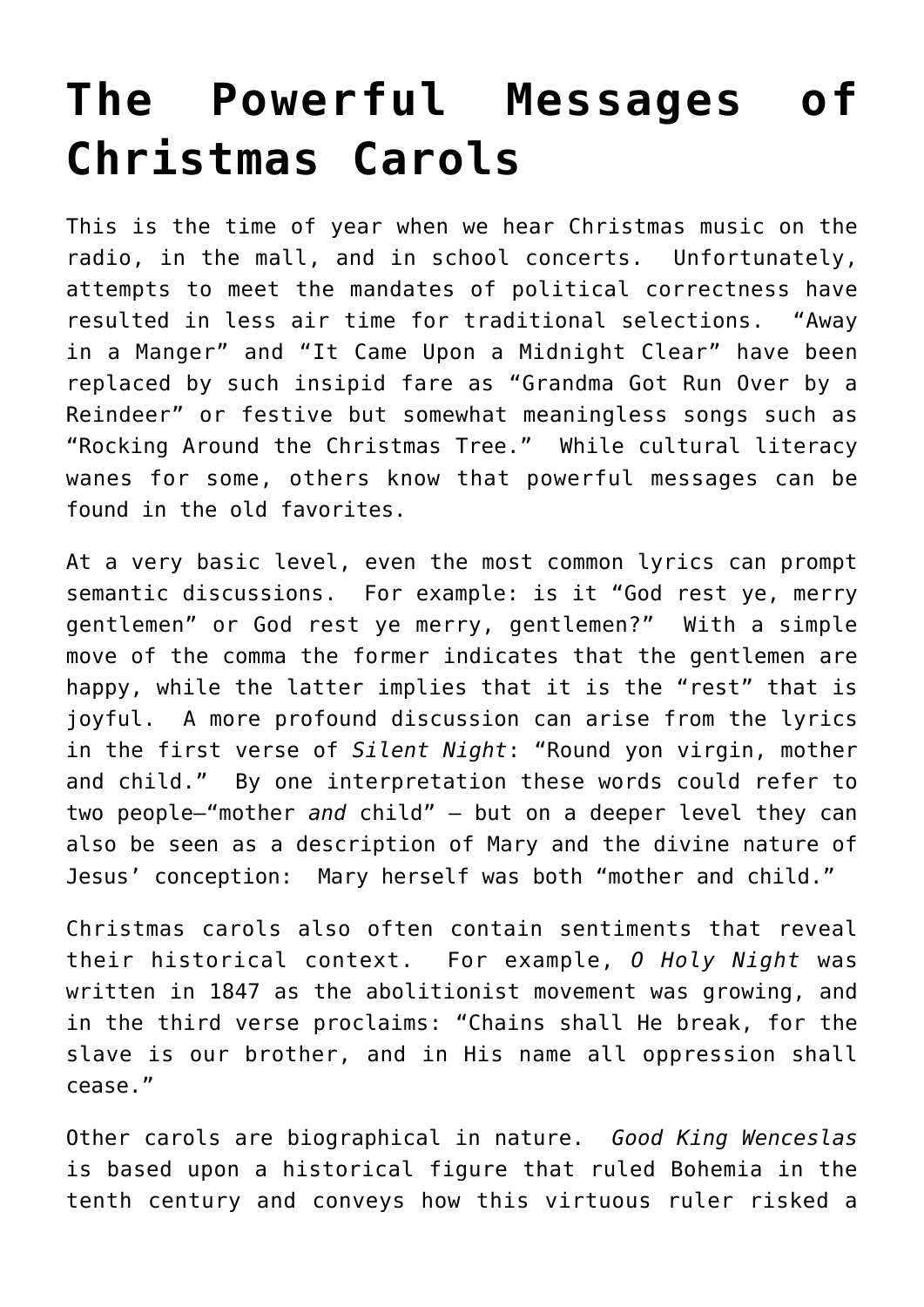# The Powerful Messages of Christmas Carols

This is the time of year when we hear Christmas music on the radio, in the mall, and in school concerts. Unfortunately, attempts to meet the mandates of political correctness have resulted in less air time for traditional selections. "Away in a Manger" and "It Came Upon a Midnight Clear" have been replaced by such insipid fare as "Grandma Got Run Over by a Reindeer" or festive but somewhat meaningless songs such as "Rocking Around the Christmas Tree." While cultural literacy wanes for some, others know that powerful messages can be found in the old favorites.

At a very basic level, even the most common lyrics can prompt semantic discussions. For example: is it "God rest ye, merry gentlemen" or God rest ye merry, gentlemen?" With a simple move of the comma the former indicates that the gentlemen are happy, while the latter implies that it is the "rest" that is joyful. A more profound discussion can arise from the lyrics in the first verse of *Silent Night*: "Round yon virgin, mother and child." By one interpretation these words could refer to two people—"mother *and* child" – but on a deeper level they can also be seen as a description of Mary and the divine nature of Jesus' conception: Mary herself was both "mother and child."

Christmas carols also often contain sentiments that reveal their historical context. For example, *O Holy Night* was written in 1847 as the abolitionist movement was growing, and in the third verse proclaims: "Chains shall He break, for the slave is our brother, and in His name all oppression shall cease."

Other carols are biographical in nature. *Good King Wenceslas* is based upon a historical figure that ruled Bohemia in the tenth century and conveys how this virtuous ruler risked a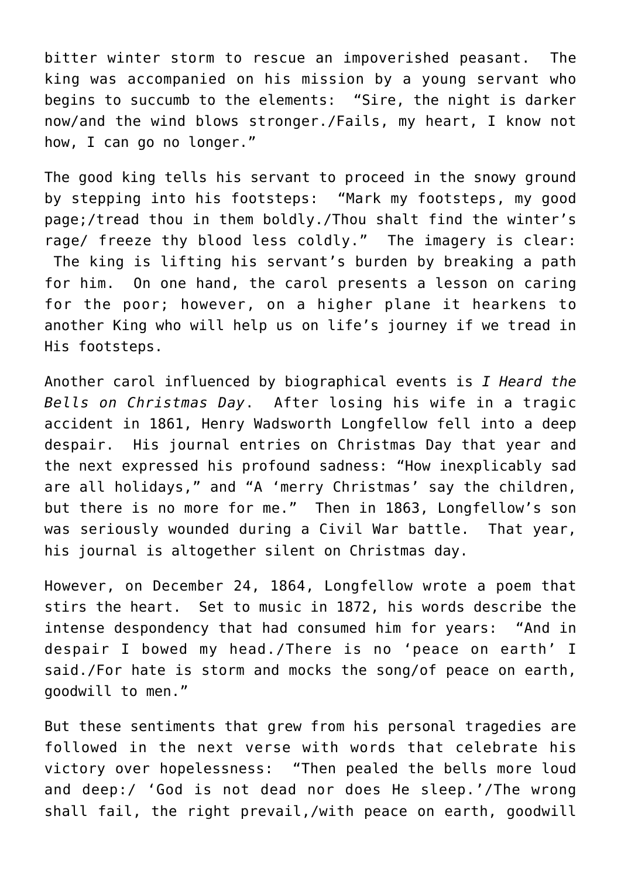bitter winter storm to rescue an impoverished peasant. The king was accompanied on his mission by a young servant who begins to succumb to the elements: "Sire, the night is darker now/and the wind blows stronger./Fails, my heart, I know not how, I can go no longer."

The good king tells his servant to proceed in the snowy ground by stepping into his footsteps: "Mark my footsteps, my good page;/tread thou in them boldly./Thou shalt find the winter's rage/ freeze thy blood less coldly." The imagery is clear: The king is lifting his servant's burden by breaking a path for him. On one hand, the carol presents a lesson on caring for the poor; however, on a higher plane it hearkens to another King who will help us on life's journey if we tread in His footsteps.

Another carol influenced by biographical events is *I Heard the Bells on Christmas Day*. After losing his wife in a tragic accident in 1861, Henry Wadsworth Longfellow fell into a deep despair. His journal entries on Christmas Day that year and the next expressed his profound sadness: "How inexplicably sad are all holidays," and "A 'merry Christmas' say the children, but there is no more for me." Then in 1863, Longfellow's son was seriously wounded during a Civil War battle. That year, his journal is altogether silent on Christmas day.

However, on December 24, 1864, Longfellow wrote a poem that stirs the heart. Set to music in 1872, his words describe the intense despondency that had consumed him for years: "And in despair I bowed my head./There is no 'peace on earth' I said./For hate is storm and mocks the song/of peace on earth, goodwill to men."

But these sentiments that grew from his personal tragedies are followed in the next verse with words that celebrate his victory over hopelessness: "Then pealed the bells more loud and deep:/ 'God is not dead nor does He sleep.'/The wrong shall fail, the right prevail,/with peace on earth, goodwill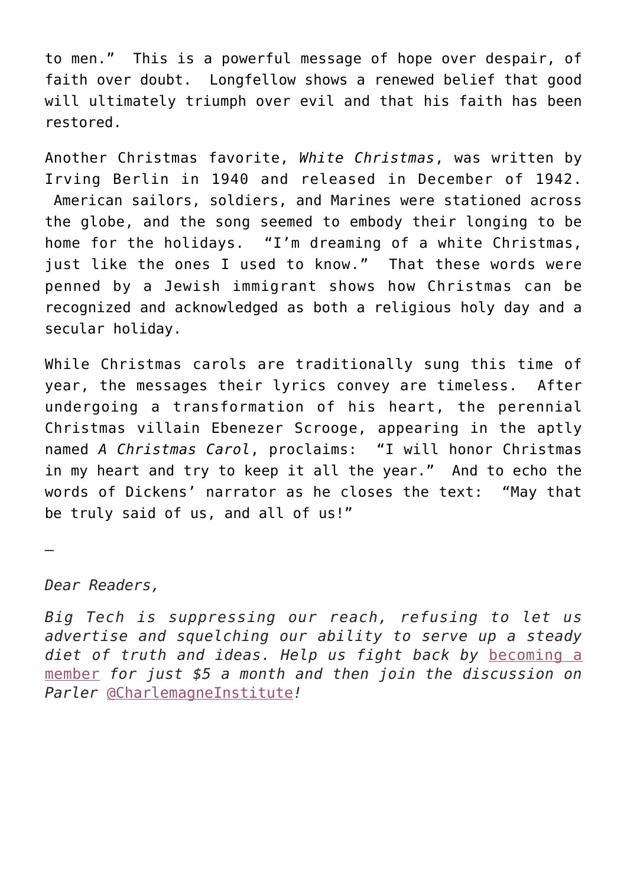to men." This is a powerful message of hope over despair, of faith over doubt. Longfellow shows a renewed belief that good will ultimately triumph over evil and that his faith has been restored.

Another Christmas favorite, *White Christmas*, was written by Irving Berlin in 1940 and released in December of 1942. American sailors, soldiers, and Marines were stationed across the globe, and the song seemed to embody their longing to be home for the holidays. "I'm dreaming of a white Christmas, just like the ones I used to know." That these words were penned by a Jewish immigrant shows how Christmas can be recognized and acknowledged as both a religious holy day and a secular holiday.

While Christmas carols are traditionally sung this time of year, the messages their lyrics convey are timeless. After undergoing a transformation of his heart, the perennial Christmas villain Ebenezer Scrooge, appearing in the aptly named *A Christmas Carol*, proclaims: "I will honor Christmas in my heart and try to keep it all the year." And to echo the words of Dickens' narrator as he closes the text: "May that be truly said of us, and all of us!"

—

*Dear Readers,*

*Big Tech is suppressing our reach, refusing to let us advertise and squelching our ability to serve up a steady diet of truth and ideas. Help us fight back by* becoming a member *for just $5 a month and then join the discussion on Parler* @CharlemagneInstitute*!*